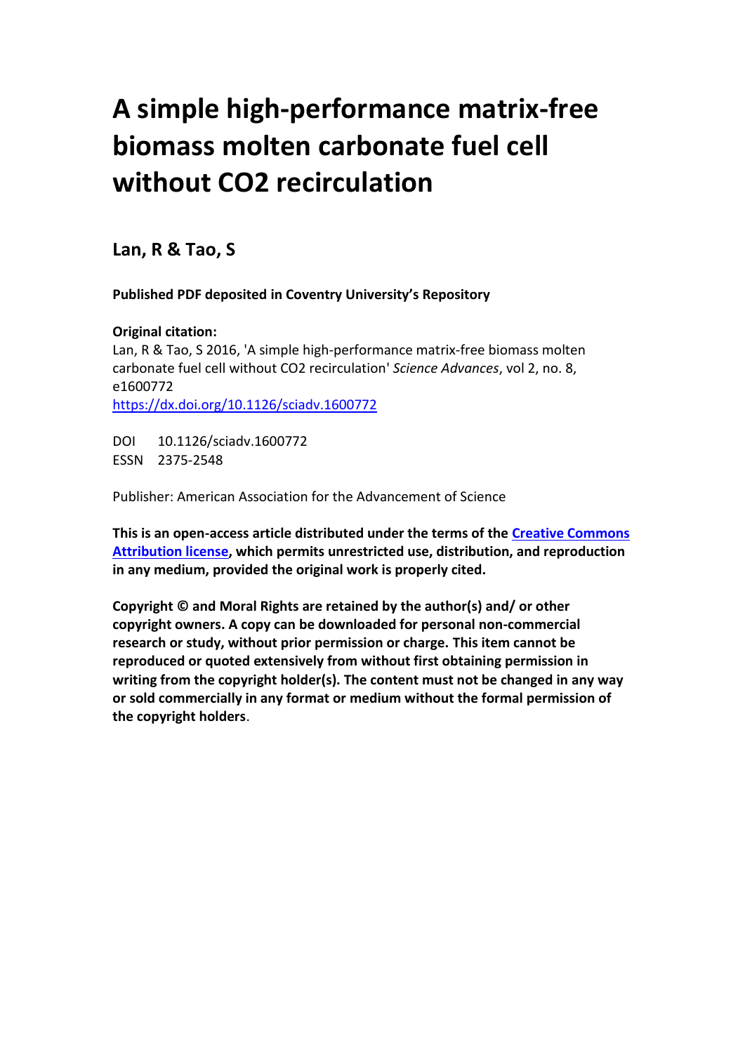# A simple high-performance matrix-free biomass molten carbonate fuel cell without CO2 recirculation

## Lan, R & Tao, S

**Published PDF deposited in Coventry University's Repository**

**Original citation:**
Lan, R & Tao, S 2016, 'A simple high-performance matrix-free biomass molten carbonate fuel cell without CO2 recirculation' *Science Advances*, vol 2, no. 8, e1600772
https://dx.doi.org/10.1126/sciadv.1600772

DOI 10.1126/sciadv.1600772
ESSN 2375-2548

Publisher: American Association for the Advancement of Science

**This is an open-access article distributed under the terms of the Creative Commons Attribution license, which permits unrestricted use, distribution, and reproduction in any medium, provided the original work is properly cited.**

**Copyright © and Moral Rights are retained by the author(s) and/ or other copyright owners. A copy can be downloaded for personal non-commercial research or study, without prior permission or charge. This item cannot be reproduced or quoted extensively from without first obtaining permission in writing from the copyright holder(s). The content must not be changed in any way or sold commercially in any format or medium without the formal permission of the copyright holders**.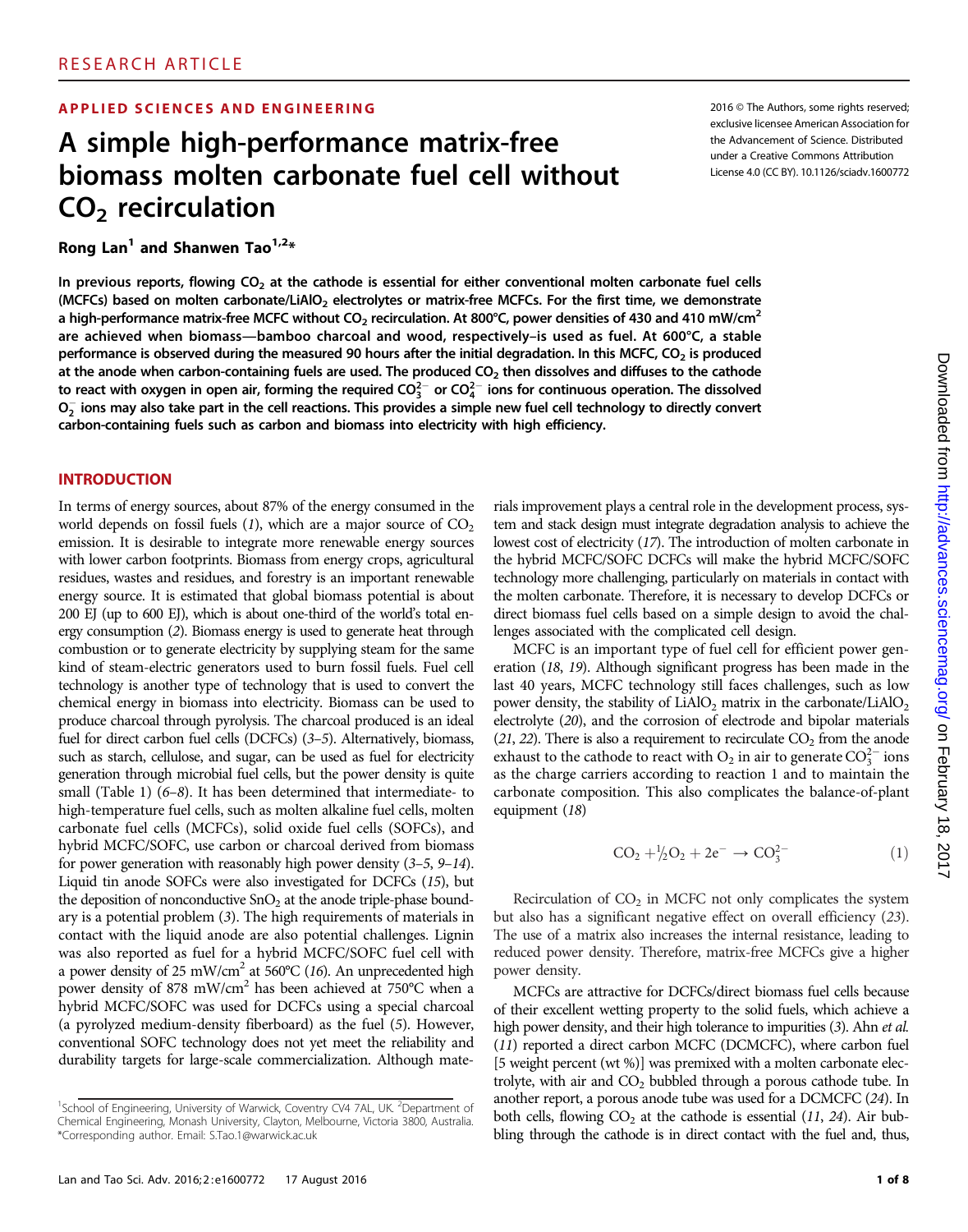RESEARCH ARTICLE

APPLIED SCIENCES AND ENGINEERING

# A simple high-performance matrix-free biomass molten carbonate fuel cell without $CO_2$ recirculation

2016 © The Authors, some rights reserved; exclusive licensee American Association for the Advancement of Science. Distributed under a Creative Commons Attribution License 4.0 (CC BY). 10.1126/sciadv.1600772

**Rong Lan[1] and Shanwen Tao[1,2]***

**In previous reports, flowing $CO_2$ at the cathode is essential for either conventional molten carbonate fuel cells (MCFCs) based on molten carbonate/$LiAlO_2$ electrolytes or matrix-free MCFCs. For the first time, we demonstrate a high-performance matrix-free MCFC without $CO_2$ recirculation. At 800°C, power densities of 430 and 410 mW/cm$^2$ are achieved when biomass—bamboo charcoal and wood, respectively–is used as fuel. At 600°C, a stable performance is observed during the measured 90 hours after the initial degradation. In this MCFC, $CO_2$ is produced at the anode when carbon-containing fuels are used. The produced $CO_2$ then dissolves and diffuses to the cathode to react with oxygen in open air, forming the required $CO_3^{2-}$ or $CO_4^{2-}$ ions for continuous operation. The dissolved $O_2^-$ ions may also take part in the cell reactions. This provides a simple new fuel cell technology to directly convert carbon-containing fuels such as carbon and biomass into electricity with high efficiency.**

## INTRODUCTION

In terms of energy sources, about 87% of the energy consumed in the world depends on fossil fuels (*1*), which are a major source of $CO_2$ emission. It is desirable to integrate more renewable energy sources with lower carbon footprints. Biomass from energy crops, agricultural residues, wastes and residues, and forestry is an important renewable energy source. It is estimated that global biomass potential is about 200 EJ (up to 600 EJ), which is about one-third of the world's total energy consumption (*2*). Biomass energy is used to generate heat through combustion or to generate electricity by supplying steam for the same kind of steam-electric generators used to burn fossil fuels. Fuel cell technology is another type of technology that is used to convert the chemical energy in biomass into electricity. Biomass can be used to produce charcoal through pyrolysis. The charcoal produced is an ideal fuel for direct carbon fuel cells (DCFCs) (*3*–*5*). Alternatively, biomass, such as starch, cellulose, and sugar, can be used as fuel for electricity generation through microbial fuel cells, but the power density is quite small (Table 1) (*6*–*8*). It has been determined that intermediate- to high-temperature fuel cells, such as molten alkaline fuel cells, molten carbonate fuel cells (MCFCs), solid oxide fuel cells (SOFCs), and hybrid MCFC/SOFC, use carbon or charcoal derived from biomass for power generation with reasonably high power density (*3*–*5*, *9*–*14*). Liquid tin anode SOFCs were also investigated for DCFCs (*15*), but the deposition of nonconductive $SnO_2$ at the anode triple-phase boundary is a potential problem (*3*). The high requirements of materials in contact with the liquid anode are also potential challenges. Lignin was also reported as fuel for a hybrid MCFC/SOFC fuel cell with a power density of 25 mW/cm$^2$ at 560°C (*16*). An unprecedented high power density of 878 mW/cm$^2$ has been achieved at 750°C when a hybrid MCFC/SOFC was used for DCFCs using a special charcoal (a pyrolyzed medium-density fiberboard) as the fuel (*5*). However, conventional SOFC technology does not yet meet the reliability and durability targets for large-scale commercialization. Although materials improvement plays a central role in the development process, system and stack design must integrate degradation analysis to achieve the lowest cost of electricity (*17*). The introduction of molten carbonate in the hybrid MCFC/SOFC DCFCs will make the hybrid MCFC/SOFC technology more challenging, particularly on materials in contact with the molten carbonate. Therefore, it is necessary to develop DCFCs or direct biomass fuel cells based on a simple design to avoid the challenges associated with the complicated cell design.

MCFC is an important type of fuel cell for efficient power generation (*18*, *19*). Although significant progress has been made in the last 40 years, MCFC technology still faces challenges, such as low power density, the stability of $LiAlO_2$ matrix in the carbonate/$LiAlO_2$ electrolyte (*20*), and the corrosion of electrode and bipolar materials (*21*, *22*). There is also a requirement to recirculate $CO_2$ from the anode exhaust to the cathode to react with $O_2$ in air to generate $CO_3^{2-}$ ions as the charge carriers according to reaction 1 and to maintain the carbonate composition. This also complicates the balance-of-plant equipment (*18*)

$$CO_2 + {}^1\!/_2O_2 + 2e^- \rightarrow CO_3^{2-} \tag{1}$$

Recirculation of $CO_2$ in MCFC not only complicates the system but also has a significant negative effect on overall efficiency (*23*). The use of a matrix also increases the internal resistance, leading to reduced power density. Therefore, matrix-free MCFCs give a higher power density.

MCFCs are attractive for DCFCs/direct biomass fuel cells because of their excellent wetting property to the solid fuels, which achieve a high power density, and their high tolerance to impurities (*3*). Ahn *et al.* (*11*) reported a direct carbon MCFC (DCMCFC), where carbon fuel [5 weight percent (wt %)] was premixed with a molten carbonate electrolyte, with air and $CO_2$ bubbled through a porous cathode tube. In another report, a porous anode tube was used for a DCMCFC (*24*). In both cells, flowing $CO_2$ at the cathode is essential (*11*, *24*). Air bubbling through the cathode is in direct contact with the fuel and, thus,

[1]School of Engineering, University of Warwick, Coventry CV4 7AL, UK. [2]Department of Chemical Engineering, Monash University, Clayton, Melbourne, Victoria 3800, Australia. *Corresponding author. Email: S.Tao.1@warwick.ac.uk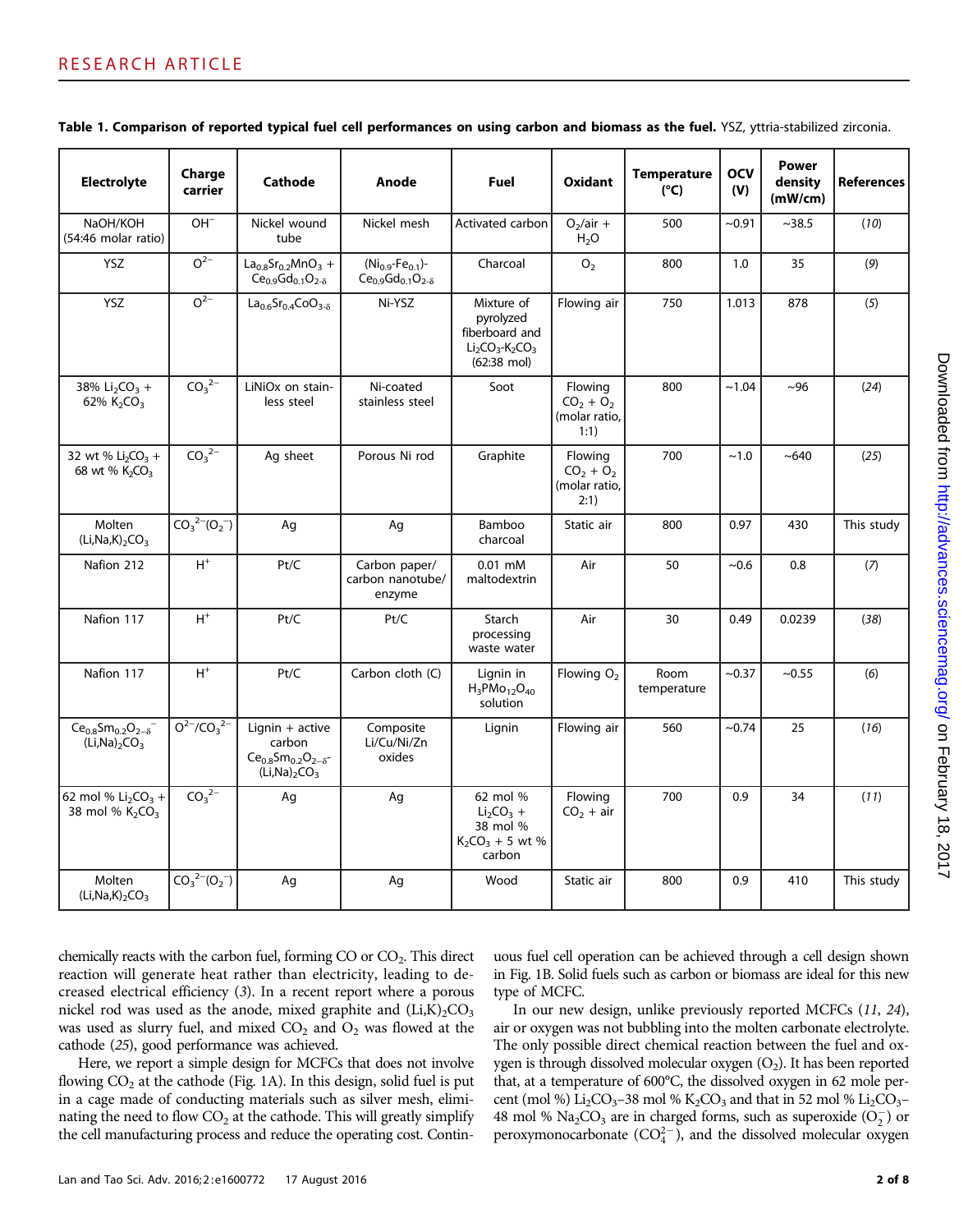**Table 1. Comparison of reported typical fuel cell performances on using carbon and biomass as the fuel.** YSZ, yttria-stabilized zirconia.

| Electrolyte | Charge carrier | Cathode | Anode | Fuel | Oxidant | Temperature (°C) | OCV (V) | Power density (mW/cm) | References |
|---|---|---|---|---|---|---|---|---|---|
| NaOH/KOH (54:46 molar ratio) | $OH^-$ | Nickel wound tube | Nickel mesh | Activated carbon | $O_2$/air + $H_2O$ | 500 | ~0.91 | ~38.5 | (*10*) |
| YSZ | $O^{2-}$ | $La_{0.8}Sr_{0.2}MnO_3$ + $Ce_{0.9}Gd_{0.1}O_{2-\delta}$ | $(Ni_{0.9}$-$Fe_{0.1})$-$Ce_{0.9}Gd_{0.1}O_{2-\delta}$ | Charcoal | $O_2$ | 800 | 1.0 | 35 | (*9*) |
| YSZ | $O^{2-}$ | $La_{0.6}Sr_{0.4}CoO_{3-\delta}$ | Ni-YSZ | Mixture of pyrolyzed fiberboard and $Li_2CO_3$-$K_2CO_3$ (62:38 mol) | Flowing air | 750 | 1.013 | 878 | (*5*) |
| 38% $Li_2CO_3$ + 62% $K_2CO_3$ | $CO_3^{2-}$ | LiNiOx on stainless steel | Ni-coated stainless steel | Soot | Flowing $CO_2$ + $O_2$ (molar ratio, 1:1) | 800 | ~1.04 | ~96 | (*24*) |
| 32 wt % $Li_2CO_3$ + 68 wt % $K_2CO_3$ | $CO_3^{2-}$ | Ag sheet | Porous Ni rod | Graphite | Flowing $CO_2$ + $O_2$ (molar ratio, 2:1) | 700 | ~1.0 | ~640 | (*25*) |
| Molten $(Li,Na,K)_2CO_3$ | $CO_3^{2-}(O_2^-)$ | Ag | Ag | Bamboo charcoal | Static air | 800 | 0.97 | 430 | This study |
| Nafion 212 | $H^+$ | Pt/C | Carbon paper/ carbon nanotube/ enzyme | 0.01 mM maltodextrin | Air | 50 | ~0.6 | 0.8 | (*7*) |
| Nafion 117 | $H^+$ | Pt/C | Pt/C | Starch processing waste water | Air | 30 | 0.49 | 0.0239 | (*38*) |
| Nafion 117 | $H^+$ | Pt/C | Carbon cloth (C) | Lignin in $H_3PMo_{12}O_{40}$ solution | Flowing $O_2$ | Room temperature | ~0.37 | ~0.55 | (*6*) |
| $Ce_{0.8}Sm_{0.2}O_{2-\delta}^-$ $(Li,Na)_2CO_3$ | $O^{2-}/CO_3^{2-}$ | Lignin + active carbon $Ce_{0.8}Sm_{0.2}O_{2-\delta}$-$(Li,Na)_2CO_3$ | Composite Li/Cu/Ni/Zn oxides | Lignin | Flowing air | 560 | ~0.74 | 25 | (*16*) |
| 62 mol % $Li_2CO_3$ + 38 mol % $K_2CO_3$ | $CO_3^{2-}$ | Ag | Ag | 62 mol % $Li_2CO_3$ + 38 mol % $K_2CO_3$ + 5 wt % carbon | Flowing $CO_2$ + air | 700 | 0.9 | 34 | (*11*) |
| Molten $(Li,Na,K)_2CO_3$ | $CO_3^{2-}(O_2^-)$ | Ag | Ag | Wood | Static air | 800 | 0.9 | 410 | This study |

chemically reacts with the carbon fuel, forming CO or $CO_2$. This direct reaction will generate heat rather than electricity, leading to decreased electrical efficiency (*3*). In a recent report where a porous nickel rod was used as the anode, mixed graphite and $(Li,K)_2CO_3$ was used as slurry fuel, and mixed $CO_2$ and $O_2$ was flowed at the cathode (*25*), good performance was achieved.

Here, we report a simple design for MCFCs that does not involve flowing $CO_2$ at the cathode (Fig. 1A). In this design, solid fuel is put in a cage made of conducting materials such as silver mesh, eliminating the need to flow $CO_2$ at the cathode. This will greatly simplify the cell manufacturing process and reduce the operating cost. Continuous fuel cell operation can be achieved through a cell design shown in Fig. 1B. Solid fuels such as carbon or biomass are ideal for this new type of MCFC.

In our new design, unlike previously reported MCFCs (*11*, *24*), air or oxygen was not bubbling into the molten carbonate electrolyte. The only possible direct chemical reaction between the fuel and oxygen is through dissolved molecular oxygen ($O_2$). It has been reported that, at a temperature of 600°C, the dissolved oxygen in 62 mole percent (mol %) $Li_2CO_3$–38 mol % $K_2CO_3$ and that in 52 mol % $Li_2CO_3$–48 mol % $Na_2CO_3$ are in charged forms, such as superoxide ($O_2^-$) or peroxymonocarbonate ($CO_4^{2-}$), and the dissolved molecular oxygen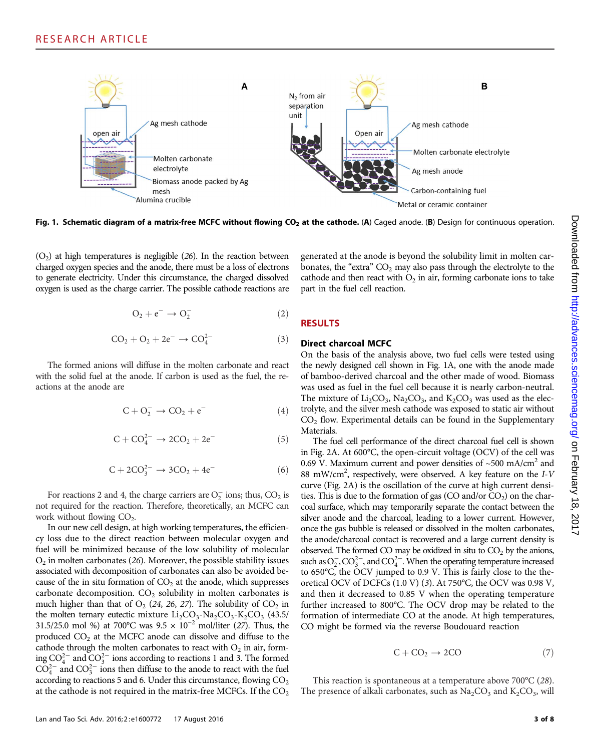**Fig. 1. Schematic diagram of a matrix-free MCFC without flowing $CO_2$ at the cathode.** (**A**) Caged anode. (**B**) Design for continuous operation.

($O_2$) at high temperatures is negligible (*26*). In the reaction between charged oxygen species and the anode, there must be a loss of electrons to generate electricity. Under this circumstance, the charged dissolved oxygen is used as the charge carrier. The possible cathode reactions are

$$O_2 + e^- \rightarrow O_2^- \quad (2)$$

$$CO_2 + O_2 + 2e^- \rightarrow CO_4^{2-} \quad (3)$$

The formed anions will diffuse in the molten carbonate and react with the solid fuel at the anode. If carbon is used as the fuel, the reactions at the anode are

$$C + O_2^- \rightarrow CO_2 + e^- \quad (4)$$

$$C + CO_4^{2-} \rightarrow 2CO_2 + 2e^- \quad (5)$$

$$C + 2CO_3^{2-} \rightarrow 3CO_2 + 4e^- \quad (6)$$

For reactions 2 and 4, the charge carriers are $O_2^-$ ions; thus, $CO_2$ is not required for the reaction. Therefore, theoretically, an MCFC can work without flowing $CO_2$.

In our new cell design, at high working temperatures, the efficiency loss due to the direct reaction between molecular oxygen and fuel will be minimized because of the low solubility of molecular $O_2$ in molten carbonates (*26*). Moreover, the possible stability issues associated with decomposition of carbonates can also be avoided because of the in situ formation of $CO_2$ at the anode, which suppresses carbonate decomposition. $CO_2$ solubility in molten carbonates is much higher than that of $O_2$ (*24*, *26*, *27*). The solubility of $CO_2$ in the molten ternary eutectic mixture $Li_2CO_3$-$Na_2CO_3$-$K_2CO_3$ (43.5/31.5/25.0 mol %) at 700°C was $9.5 \times 10^{-2}$ mol/liter (*27*). Thus, the produced $CO_2$ at the MCFC anode can dissolve and diffuse to the cathode through the molten carbonates to react with $O_2$ in air, forming $CO_4^{2-}$ and $CO_3^{2-}$ ions according to reactions 1 and 3. The formed $CO_4^{2-}$ and $CO_3^{2-}$ ions then diffuse to the anode to react with the fuel according to reactions 5 and 6. Under this circumstance, flowing $CO_2$ at the cathode is not required in the matrix-free MCFCs. If the $CO_2$ generated at the anode is beyond the solubility limit in molten carbonates, the "extra" $CO_2$ may also pass through the electrolyte to the cathode and then react with $O_2$ in air, forming carbonate ions to take part in the fuel cell reaction.

## RESULTS

### Direct charcoal MCFC

On the basis of the analysis above, two fuel cells were tested using the newly designed cell shown in Fig. 1A, one with the anode made of bamboo-derived charcoal and the other made of wood. Biomass was used as fuel in the fuel cell because it is nearly carbon-neutral. The mixture of $Li_2CO_3$, $Na_2CO_3$, and $K_2CO_3$ was used as the electrolyte, and the silver mesh cathode was exposed to static air without $CO_2$ flow. Experimental details can be found in the Supplementary Materials.

The fuel cell performance of the direct charcoal fuel cell is shown in Fig. 2A. At 600°C, the open-circuit voltage (OCV) of the cell was 0.69 V. Maximum current and power densities of ~500 mA/cm$^2$ and 88 mW/cm$^2$, respectively, were observed. A key feature on the *I-V* curve (Fig. 2A) is the oscillation of the curve at high current densities. This is due to the formation of gas (CO and/or $CO_2$) on the charcoal surface, which may temporarily separate the contact between the silver anode and the charcoal, leading to a lower current. However, once the gas bubble is released or dissolved in the molten carbonates, the anode/charcoal contact is recovered and a large current density is observed. The formed CO may be oxidized in situ to $CO_2$ by the anions, such as $O_2^-$, $CO_3^{2-}$, and $CO_4^{2-}$. When the operating temperature increased to 650°C, the OCV jumped to 0.9 V. This is fairly close to the theoretical OCV of DCFCs (1.0 V) (*3*). At 750°C, the OCV was 0.98 V, and then it decreased to 0.85 V when the operating temperature further increased to 800°C. The OCV drop may be related to the formation of intermediate CO at the anode. At high temperatures, CO might be formed via the reverse Boudouard reaction

$$C + CO_2 \rightarrow 2CO \quad (7)$$

This reaction is spontaneous at a temperature above 700°C (*28*). The presence of alkali carbonates, such as $Na_2CO_3$ and $K_2CO_3$, will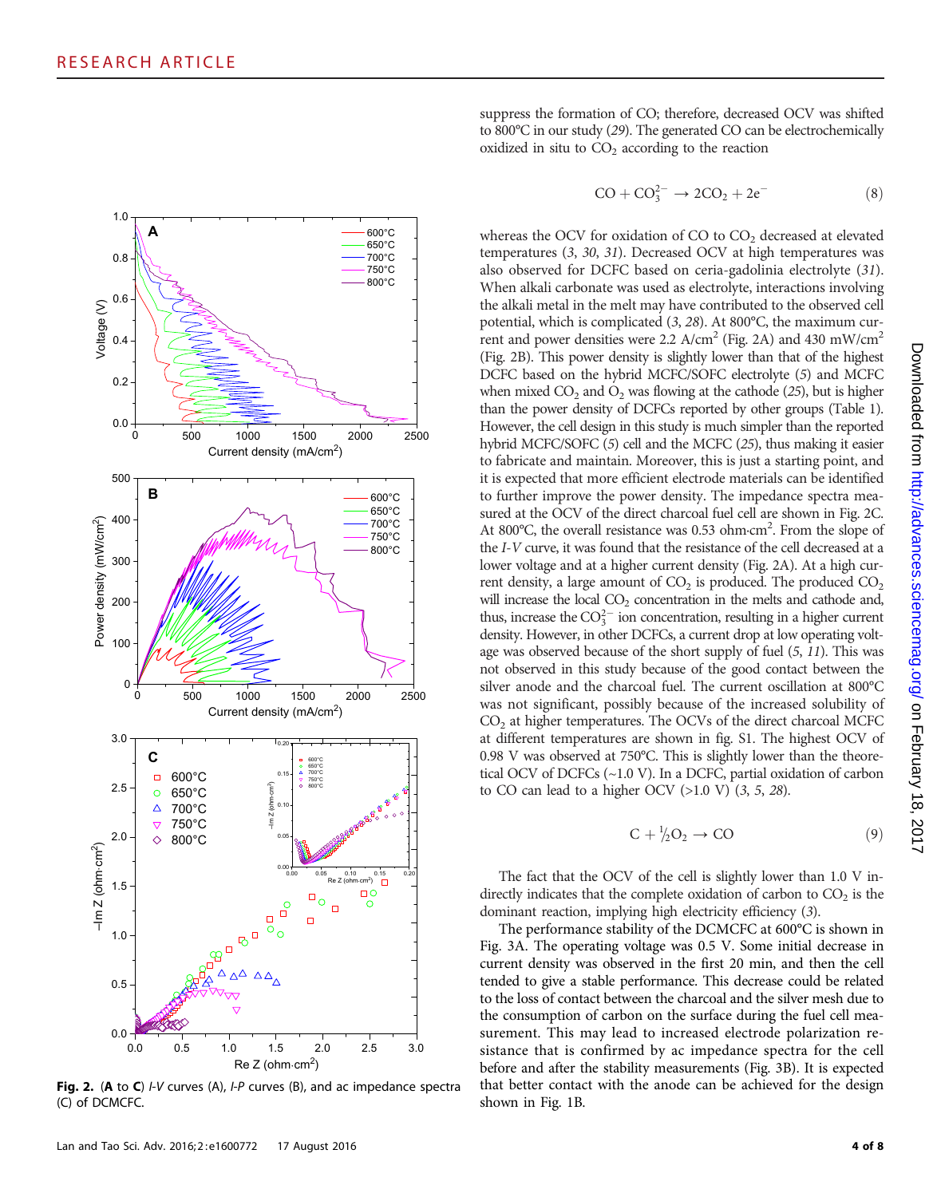Fig. 2. (**A** to **C**) *I-V* curves (A), *I-P* curves (B), and ac impedance spectra (C) of DCMCFC.

suppress the formation of CO; therefore, decreased OCV was shifted to 800°C in our study (29). The generated CO can be electrochemically oxidized in situ to $CO_2$ according to the reaction

$$CO + CO_3^{2-} \rightarrow 2CO_2 + 2e^- \quad (8)$$

whereas the OCV for oxidation of CO to $CO_2$ decreased at elevated temperatures (3, 30, 31). Decreased OCV at high temperatures was also observed for DCFC based on ceria-gadolinia electrolyte (31). When alkali carbonate was used as electrolyte, interactions involving the alkali metal in the melt may have contributed to the observed cell potential, which is complicated (3, 28). At 800°C, the maximum current and power densities were 2.2 A/cm$^2$ (Fig. 2A) and 430 mW/cm$^2$ (Fig. 2B). This power density is slightly lower than that of the highest DCFC based on the hybrid MCFC/SOFC electrolyte (5) and MCFC when mixed $CO_2$ and $O_2$ was flowing at the cathode (25), but is higher than the power density of DCFCs reported by other groups (Table 1). However, the cell design in this study is much simpler than the reported hybrid MCFC/SOFC (5) cell and the MCFC (25), thus making it easier to fabricate and maintain. Moreover, this is just a starting point, and it is expected that more efficient electrode materials can be identified to further improve the power density. The impedance spectra measured at the OCV of the direct charcoal fuel cell are shown in Fig. 2C. At 800°C, the overall resistance was 0.53 ohm·cm$^2$. From the slope of the *I-V* curve, it was found that the resistance of the cell decreased at a lower voltage and at a higher current density (Fig. 2A). At a high current density, a large amount of $CO_2$ is produced. The produced $CO_2$ will increase the local $CO_2$ concentration in the melts and cathode and, thus, increase the $CO_3^{2-}$ ion concentration, resulting in a higher current density. However, in other DCFCs, a current drop at low operating voltage was observed because of the short supply of fuel (5, 11). This was not observed in this study because of the good contact between the silver anode and the charcoal fuel. The current oscillation at 800°C was not significant, possibly because of the increased solubility of $CO_2$ at higher temperatures. The OCVs of the direct charcoal MCFC at different temperatures are shown in fig. S1. The highest OCV of 0.98 V was observed at 750°C. This is slightly lower than the theoretical OCV of DCFCs (~1.0 V). In a DCFC, partial oxidation of carbon to CO can lead to a higher OCV (>1.0 V) (3, 5, 28).

$$C + {}^{1}\!/_{2}O_2 \rightarrow CO \quad (9)$$

The fact that the OCV of the cell is slightly lower than 1.0 V indirectly indicates that the complete oxidation of carbon to $CO_2$ is the dominant reaction, implying high electricity efficiency (3).

The performance stability of the DCMCFC at 600°C is shown in Fig. 3A. The operating voltage was 0.5 V. Some initial decrease in current density was observed in the first 20 min, and then the cell tended to give a stable performance. This decrease could be related to the loss of contact between the charcoal and the silver mesh due to the consumption of carbon on the surface during the fuel cell measurement. This may lead to increased electrode polarization resistance that is confirmed by ac impedance spectra for the cell before and after the stability measurements (Fig. 3B). It is expected that better contact with the anode can be achieved for the design shown in Fig. 1B.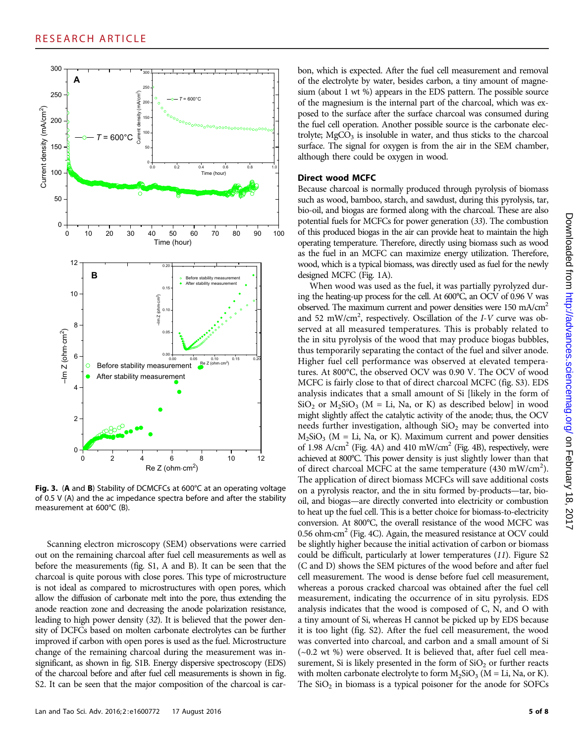Fig. 3. (**A** and **B**) Stability of DCMCFCs at 600°C at an operating voltage of 0.5 V (A) and the ac impedance spectra before and after the stability measurement at 600°C (B).

Scanning electron microscopy (SEM) observations were carried out on the remaining charcoal after fuel cell measurements as well as before the measurements (fig. S1, A and B). It can be seen that the charcoal is quite porous with close pores. This type of microstructure is not ideal as compared to microstructures with open pores, which allow the diffusion of carbonate melt into the pore, thus extending the anode reaction zone and decreasing the anode polarization resistance, leading to high power density (32). It is believed that the power density of DCFCs based on molten carbonate electrolytes can be further improved if carbon with open pores is used as the fuel. Microstructure change of the remaining charcoal during the measurement was insignificant, as shown in fig. S1B. Energy dispersive spectroscopy (EDS) of the charcoal before and after fuel cell measurements is shown in fig. S2. It can be seen that the major composition of the charcoal is carbon, which is expected. After the fuel cell measurement and removal of the electrolyte by water, besides carbon, a tiny amount of magnesium (about 1 wt %) appears in the EDS pattern. The possible source of the magnesium is the internal part of the charcoal, which was exposed to the surface after the surface charcoal was consumed during the fuel cell operation. Another possible source is the carbonate electrolyte; $MgCO_3$ is insoluble in water, and thus sticks to the charcoal surface. The signal for oxygen is from the air in the SEM chamber, although there could be oxygen in wood.

### Direct wood MCFC

Because charcoal is normally produced through pyrolysis of biomass such as wood, bamboo, starch, and sawdust, during this pyrolysis, tar, bio-oil, and biogas are formed along with the charcoal. These are also potential fuels for MCFCs for power generation (33). The combustion of this produced biogas in the air can provide heat to maintain the high operating temperature. Therefore, directly using biomass such as wood as the fuel in an MCFC can maximize energy utilization. Therefore, wood, which is a typical biomass, was directly used as fuel for the newly designed MCFC (Fig. 1A).

When wood was used as the fuel, it was partially pyrolyzed during the heating-up process for the cell. At 600°C, an OCV of 0.96 V was observed. The maximum current and power densities were 150 mA/cm$^2$ and 52 mW/cm$^2$, respectively. Oscillation of the *I-V* curve was observed at all measured temperatures. This is probably related to the in situ pyrolysis of the wood that may produce biogas bubbles, thus temporarily separating the contact of the fuel and silver anode. Higher fuel cell performance was observed at elevated temperatures. At 800°C, the observed OCV was 0.90 V. The OCV of wood MCFC is fairly close to that of direct charcoal MCFC (fig. S3). EDS analysis indicates that a small amount of Si [likely in the form of $SiO_2$ or $M_2SiO_3$ (M = Li, Na, or K) as described below] in wood might slightly affect the catalytic activity of the anode; thus, the OCV needs further investigation, although $SiO_2$ may be converted into $M_2SiO_3$ (M = Li, Na, or K). Maximum current and power densities of 1.98 A/cm$^2$ (Fig. 4A) and 410 mW/cm$^2$ (Fig. 4B), respectively, were achieved at 800°C. This power density is just slightly lower than that of direct charcoal MCFC at the same temperature (430 mW/cm$^2$). The application of direct biomass MCFCs will save additional costs on a pyrolysis reactor, and the in situ formed by-products—tar, bio-oil, and biogas—are directly converted into electricity or combustion to heat up the fuel cell. This is a better choice for biomass-to-electricity conversion. At 800°C, the overall resistance of the wood MCFC was 0.56 ohm·cm$^2$ (Fig. 4C). Again, the measured resistance at OCV could be slightly higher because the initial activation of carbon or biomass could be difficult, particularly at lower temperatures (11). Figure S2 (C and D) shows the SEM pictures of the wood before and after fuel cell measurement. The wood is dense before fuel cell measurement, whereas a porous cracked charcoal was obtained after the fuel cell measurement, indicating the occurrence of in situ pyrolysis. EDS analysis indicates that the wood is composed of C, N, and O with a tiny amount of Si, whereas H cannot be picked up by EDS because it is too light (fig. S2). After the fuel cell measurement, the wood was converted into charcoal, and carbon and a small amount of Si (~0.2 wt %) were observed. It is believed that, after fuel cell measurement, Si is likely presented in the form of $SiO_2$ or further reacts with molten carbonate electrolyte to form $M_2SiO_3$ (M = Li, Na, or K). The $SiO_2$ in biomass is a typical poisoner for the anode for SOFCs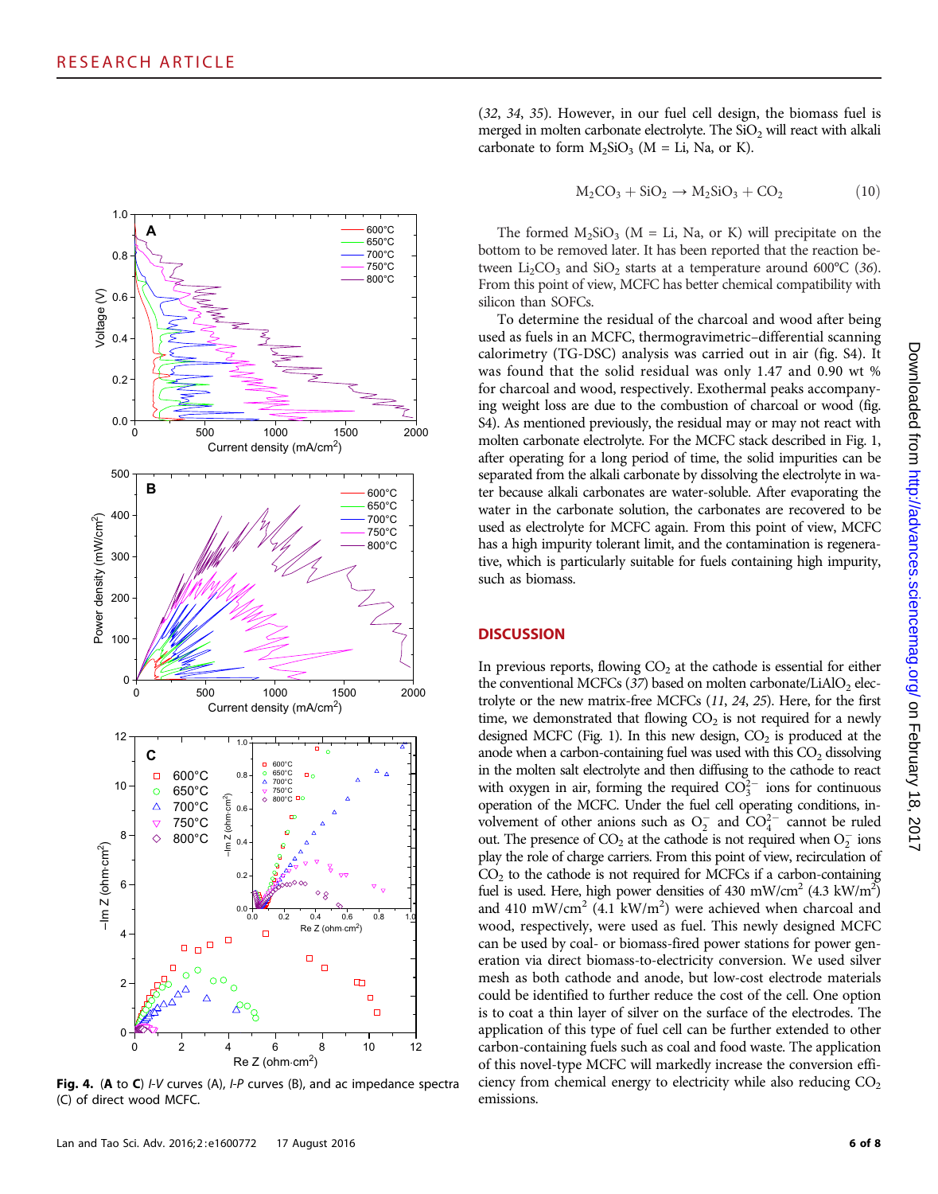(*32*, *34*, *35*). However, in our fuel cell design, the biomass fuel is merged in molten carbonate electrolyte. The $SiO_2$ will react with alkali carbonate to form $M_2SiO_3$ (M = Li, Na, or K).

$$M_2CO_3 + SiO_2 \rightarrow M_2SiO_3 + CO_2 \quad (10)$$

The formed $M_2SiO_3$ (M = Li, Na, or K) will precipitate on the bottom to be removed later. It has been reported that the reaction between $Li_2CO_3$ and $SiO_2$ starts at a temperature around 600°C (*36*). From this point of view, MCFC has better chemical compatibility with silicon than SOFCs.

To determine the residual of the charcoal and wood after being used as fuels in an MCFC, thermogravimetric–differential scanning calorimetry (TG-DSC) analysis was carried out in air (fig. S4). It was found that the solid residual was only 1.47 and 0.90 wt % for charcoal and wood, respectively. Exothermal peaks accompanying weight loss are due to the combustion of charcoal or wood (fig. S4). As mentioned previously, the residual may or may not react with molten carbonate electrolyte. For the MCFC stack described in Fig. 1, after operating for a long period of time, the solid impurities can be separated from the alkali carbonate by dissolving the electrolyte in water because alkali carbonates are water-soluble. After evaporating the water in the carbonate solution, the carbonates are recovered to be used as electrolyte for MCFC again. From this point of view, MCFC has a high impurity tolerant limit, and the contamination is regenerative, which is particularly suitable for fuels containing high impurity, such as biomass.

**Fig. 4.** (**A** to **C**) *I-V* curves (A), *I-P* curves (B), and ac impedance spectra (C) of direct wood MCFC.

## DISCUSSION

In previous reports, flowing $CO_2$ at the cathode is essential for either the conventional MCFCs (*37*) based on molten carbonate/$LiAlO_2$ electrolyte or the new matrix-free MCFCs (*11*, *24*, *25*). Here, for the first time, we demonstrated that flowing $CO_2$ is not required for a newly designed MCFC (Fig. 1). In this new design, $CO_2$ is produced at the anode when a carbon-containing fuel was used with this $CO_2$ dissolving in the molten salt electrolyte and then diffusing to the cathode to react with oxygen in air, forming the required $CO_3^{2-}$ ions for continuous operation of the MCFC. Under the fuel cell operating conditions, involvement of other anions such as $O_2^-$ and $CO_4^{2-}$ cannot be ruled out. The presence of $CO_2$ at the cathode is not required when $O_2^-$ ions play the role of charge carriers. From this point of view, recirculation of $CO_2$ to the cathode is not required for MCFCs if a carbon-containing fuel is used. Here, high power densities of 430 mW/cm$^2$ (4.3 kW/m$^2$) and 410 mW/cm$^2$ (4.1 kW/m$^2$) were achieved when charcoal and wood, respectively, were used as fuel. This newly designed MCFC can be used by coal- or biomass-fired power stations for power generation via direct biomass-to-electricity conversion. We used silver mesh as both cathode and anode, but low-cost electrode materials could be identified to further reduce the cost of the cell. One option is to coat a thin layer of silver on the surface of the electrodes. The application of this type of fuel cell can be further extended to other carbon-containing fuels such as coal and food waste. The application of this novel-type MCFC will markedly increase the conversion efficiency from chemical energy to electricity while also reducing $CO_2$ emissions.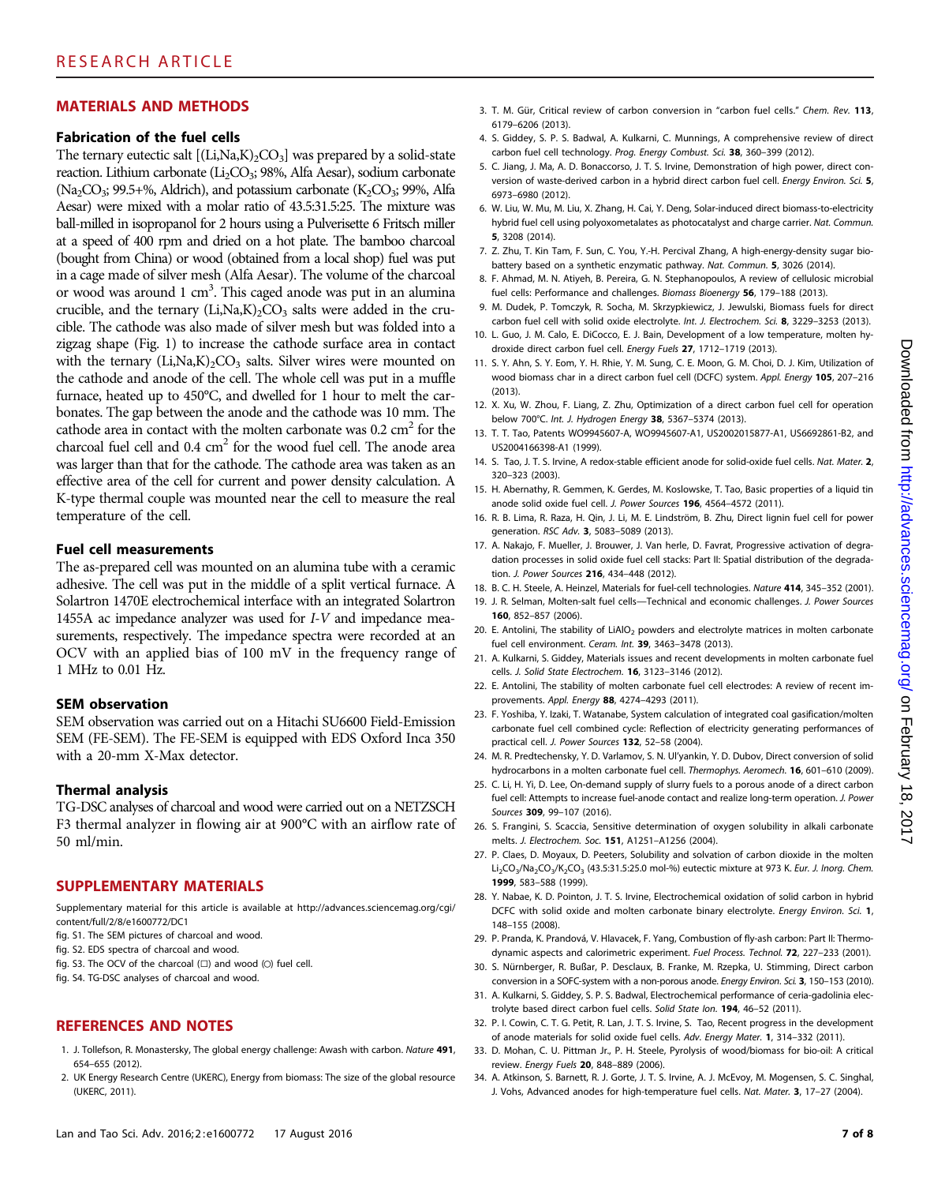## MATERIALS AND METHODS

### Fabrication of the fuel cells

The ternary eutectic salt [$(Li,Na,K)_2CO_3$] was prepared by a solid-state reaction. Lithium carbonate ($Li_2CO_3$; 98%, Alfa Aesar), sodium carbonate ($Na_2CO_3$; 99.5+%, Aldrich), and potassium carbonate ($K_2CO_3$; 99%, Alfa Aesar) were mixed with a molar ratio of 43.5:31.5:25. The mixture was ball-milled in isopropanol for 2 hours using a Pulverisette 6 Fritsch miller at a speed of 400 rpm and dried on a hot plate. The bamboo charcoal (bought from China) or wood (obtained from a local shop) fuel was put in a cage made of silver mesh (Alfa Aesar). The volume of the charcoal or wood was around 1 $cm^3$. This caged anode was put in an alumina crucible, and the ternary $(Li,Na,K)_2CO_3$ salts were added in the crucible. The cathode was also made of silver mesh but was folded into a zigzag shape (Fig. 1) to increase the cathode surface area in contact with the ternary $(Li,Na,K)_2CO_3$ salts. Silver wires were mounted on the cathode and anode of the cell. The whole cell was put in a muffle furnace, heated up to 450°C, and dwelled for 1 hour to melt the carbonates. The gap between the anode and the cathode was 10 mm. The cathode area in contact with the molten carbonate was 0.2 $cm^2$ for the charcoal fuel cell and 0.4 $cm^2$ for the wood fuel cell. The anode area was larger than that for the cathode. The cathode area was taken as an effective area of the cell for current and power density calculation. A K-type thermal couple was mounted near the cell to measure the real temperature of the cell.

### Fuel cell measurements

The as-prepared cell was mounted on an alumina tube with a ceramic adhesive. The cell was put in the middle of a split vertical furnace. A Solartron 1470E electrochemical interface with an integrated Solartron 1455A ac impedance analyzer was used for *I-V* and impedance measurements, respectively. The impedance spectra were recorded at an OCV with an applied bias of 100 mV in the frequency range of 1 MHz to 0.01 Hz.

### SEM observation

SEM observation was carried out on a Hitachi SU6600 Field-Emission SEM (FE-SEM). The FE-SEM is equipped with EDS Oxford Inca 350 with a 20-mm X-Max detector.

### Thermal analysis

TG-DSC analyses of charcoal and wood were carried out on a NETZSCH F3 thermal analyzer in flowing air at 900°C with an airflow rate of 50 ml/min.

## SUPPLEMENTARY MATERIALS

Supplementary material for this article is available at http://advances.sciencemag.org/cgi/content/full/2/8/e1600772/DC1

fig. S1. The SEM pictures of charcoal and wood.

fig. S2. EDS spectra of charcoal and wood.

fig. S3. The OCV of the charcoal (□) and wood (○) fuel cell.

fig. S4. TG-DSC analyses of charcoal and wood.

## REFERENCES AND NOTES

1. J. Tollefson, R. Monastersky, The global energy challenge: Awash with carbon. *Nature* **491**, 654–655 (2012).
2. UK Energy Research Centre (UKERC), Energy from biomass: The size of the global resource (UKERC, 2011).
3. T. M. Gür, Critical review of carbon conversion in "carbon fuel cells." *Chem. Rev.* **113**, 6179–6206 (2013).
4. S. Giddey, S. P. S. Badwal, A. Kulkarni, C. Munnings, A comprehensive review of direct carbon fuel cell technology. *Prog. Energy Combust. Sci.* **38**, 360–399 (2012).
5. C. Jiang, J. Ma, A. D. Bonaccorso, J. T. S. Irvine, Demonstration of high power, direct conversion of waste-derived carbon in a hybrid direct carbon fuel cell. *Energy Environ. Sci.* **5**, 6973–6980 (2012).
6. W. Liu, W. Mu, M. Liu, X. Zhang, H. Cai, Y. Deng, Solar-induced direct biomass-to-electricity hybrid fuel cell using polyoxometalates as photocatalyst and charge carrier. *Nat. Commun.* **5**, 3208 (2014).
7. Z. Zhu, T. Kin Tam, F. Sun, C. You, Y.-H. Percival Zhang, A high-energy-density sugar biobattery based on a synthetic enzymatic pathway. *Nat. Commun.* **5**, 3026 (2014).
8. F. Ahmad, M. N. Atiyeh, B. Pereira, G. N. Stephanopoulos, A review of cellulosic microbial fuel cells: Performance and challenges. *Biomass Bioenergy* **56**, 179–188 (2013).
9. M. Dudek, P. Tomczyk, R. Socha, M. Skrzypkiewicz, J. Jewulski, Biomass fuels for direct carbon fuel cell with solid oxide electrolyte. *Int. J. Electrochem. Sci.* **8**, 3229–3253 (2013).
10. L. Guo, J. M. Calo, E. DiCocco, E. J. Bain, Development of a low temperature, molten hydroxide direct carbon fuel cell. *Energy Fuels* **27**, 1712–1719 (2013).
11. S. Y. Ahn, S. Y. Eom, Y. H. Rhie, Y. M. Sung, C. E. Moon, G. M. Choi, D. J. Kim, Utilization of wood biomass char in a direct carbon fuel cell (DCFC) system. *Appl. Energy* **105**, 207–216 (2013).
12. X. Xu, W. Zhou, F. Liang, Z. Zhu, Optimization of a direct carbon fuel cell for operation below 700°C. *Int. J. Hydrogen Energy* **38**, 5367–5374 (2013).
13. T. T. Tao, Patents WO9945607-A, WO9945607-A1, US2002015877-A1, US6692861-B2, and US2004166398-A1 (1999).
14. S. Tao, J. T. S. Irvine, A redox-stable efficient anode for solid-oxide fuel cells. *Nat. Mater.* **2**, 320–323 (2003).
15. H. Abernathy, R. Gemmen, K. Gerdes, M. Koslowske, T. Tao, Basic properties of a liquid tin anode solid oxide fuel cell. *J. Power Sources* **196**, 4564–4572 (2011).
16. R. B. Lima, R. Raza, H. Qin, J. Li, M. E. Lindström, B. Zhu, Direct lignin fuel cell for power generation. *RSC Adv.* **3**, 5083–5089 (2013).
17. A. Nakajo, F. Mueller, J. Brouwer, J. Van herle, D. Favrat, Progressive activation of degradation processes in solid oxide fuel cell stacks: Part II: Spatial distribution of the degradation. *J. Power Sources* **216**, 434–448 (2012).
18. B. C. H. Steele, A. Heinzel, Materials for fuel-cell technologies. *Nature* **414**, 345–352 (2001).
19. J. R. Selman, Molten-salt fuel cells—Technical and economic challenges. *J. Power Sources* **160**, 852–857 (2006).
20. E. Antolini, The stability of $LiAlO_2$ powders and electrolyte matrices in molten carbonate fuel cell environment. *Ceram. Int.* **39**, 3463–3478 (2013).
21. A. Kulkarni, S. Giddey, Materials issues and recent developments in molten carbonate fuel cells. *J. Solid State Electrochem.* **16**, 3123–3146 (2012).
22. E. Antolini, The stability of molten carbonate fuel cell electrodes: A review of recent improvements. *Appl. Energy* **88**, 4274–4293 (2011).
23. F. Yoshiba, Y. Izaki, T. Watanabe, System calculation of integrated coal gasification/molten carbonate fuel cell combined cycle: Reflection of electricity generating performances of practical cell. *J. Power Sources* **132**, 52–58 (2004).
24. M. R. Predtechensky, Y. D. Varlamov, S. N. Ul'yankin, Y. D. Dubov, Direct conversion of solid hydrocarbons in a molten carbonate fuel cell. *Thermophys. Aeromech.* **16**, 601–610 (2009).
25. C. Li, H. Yi, D. Lee, On-demand supply of slurry fuels to a porous anode of a direct carbon fuel cell: Attempts to increase fuel-anode contact and realize long-term operation. *J. Power Sources* **309**, 99–107 (2016).
26. S. Frangini, S. Scaccia, Sensitive determination of oxygen solubility in alkali carbonate melts. *J. Electrochem. Soc.* **151**, A1251–A1256 (2004).
27. P. Claes, D. Moyaux, D. Peeters, Solubility and solvation of carbon dioxide in the molten $Li_2CO_3/Na_2CO_3/K_2CO_3$ (43.5:31.5:25.0 mol-%) eutectic mixture at 973 K. *Eur. J. Inorg. Chem.* **1999**, 583–588 (1999).
28. Y. Nabae, K. D. Pointon, J. T. S. Irvine, Electrochemical oxidation of solid carbon in hybrid DCFC with solid oxide and molten carbonate binary electrolyte. *Energy Environ. Sci.* **1**, 148–155 (2008).
29. P. Pranda, K. Prandová, V. Hlavacek, F. Yang, Combustion of fly-ash carbon: Part II: Thermodynamic aspects and calorimetric experiment. *Fuel Process. Technol.* **72**, 227–233 (2001).
30. S. Nürnberger, R. Bußar, P. Desclaux, B. Franke, M. Rzepka, U. Stimming, Direct carbon conversion in a SOFC-system with a non-porous anode. *Energy Environ. Sci.* **3**, 150–153 (2010).
31. A. Kulkarni, S. Giddey, S. P. S. Badwal, Electrochemical performance of ceria-gadolinia electrolyte based direct carbon fuel cells. *Solid State Ion.* **194**, 46–52 (2011).
32. P. I. Cowin, C. T. G. Petit, R. Lan, J. T. S. Irvine, S. Tao, Recent progress in the development of anode materials for solid oxide fuel cells. *Adv. Energy Mater.* **1**, 314–332 (2011).
33. D. Mohan, C. U. Pittman Jr., P. H. Steele, Pyrolysis of wood/biomass for bio-oil: A critical review. *Energy Fuels* **20**, 848–889 (2006).
34. A. Atkinson, S. Barnett, R. J. Gorte, J. T. S. Irvine, A. J. McEvoy, M. Mogensen, S. C. Singhal, J. Vohs, Advanced anodes for high-temperature fuel cells. *Nat. Mater.* **3**, 17–27 (2004).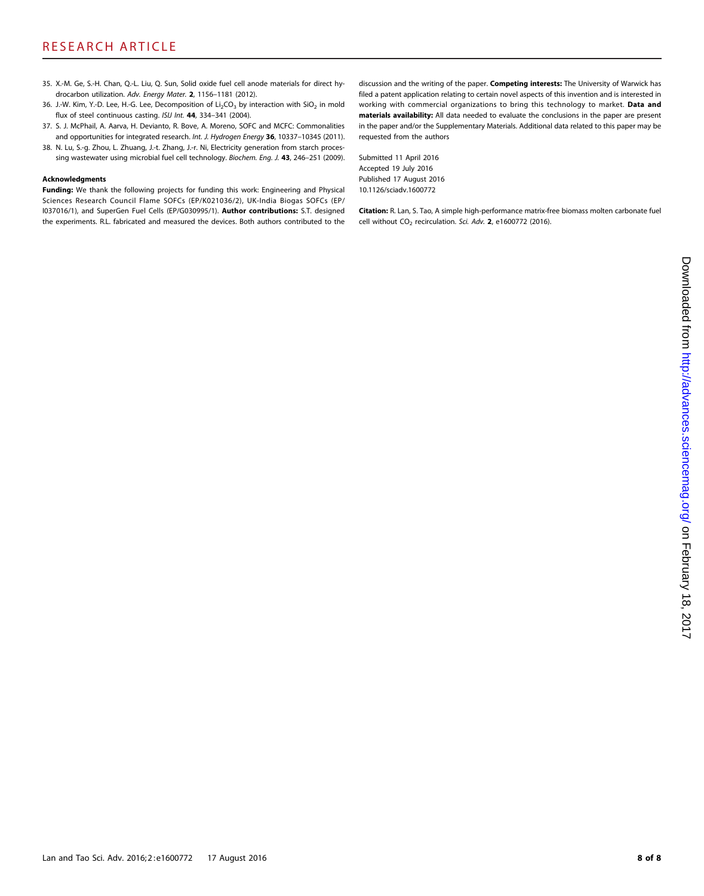35. X.-M. Ge, S.-H. Chan, Q.-L. Liu, Q. Sun, Solid oxide fuel cell anode materials for direct hydrocarbon utilization. *Adv. Energy Mater.* **2**, 1156–1181 (2012).
36. J.-W. Kim, Y.-D. Lee, H.-G. Lee, Decomposition of $Li_2CO_3$ by interaction with $SiO_2$ in mold flux of steel continuous casting. *ISIJ Int.* **44**, 334–341 (2004).
37. S. J. McPhail, A. Aarva, H. Devianto, R. Bove, A. Moreno, SOFC and MCFC: Commonalities and opportunities for integrated research. *Int. J. Hydrogen Energy* **36**, 10337–10345 (2011).
38. N. Lu, S.-g. Zhou, L. Zhuang, J.-t. Zhang, J.-r. Ni, Electricity generation from starch processing wastewater using microbial fuel cell technology. *Biochem. Eng. J.* **43**, 246–251 (2009).

#### Acknowledgments

**Funding:** We thank the following projects for funding this work: Engineering and Physical Sciences Research Council Flame SOFCs (EP/K021036/2), UK-India Biogas SOFCs (EP/I037016/1), and SuperGen Fuel Cells (EP/G030995/1). **Author contributions:** S.T. designed the experiments. R.L. fabricated and measured the devices. Both authors contributed to the discussion and the writing of the paper. **Competing interests:** The University of Warwick has filed a patent application relating to certain novel aspects of this invention and is interested in working with commercial organizations to bring this technology to market. **Data and materials availability:** All data needed to evaluate the conclusions in the paper are present in the paper and/or the Supplementary Materials. Additional data related to this paper may be requested from the authors

Submitted 11 April 2016
Accepted 19 July 2016
Published 17 August 2016
10.1126/sciadv.1600772

**Citation:** R. Lan, S. Tao, A simple high-performance matrix-free biomass molten carbonate fuel cell without $CO_2$ recirculation. *Sci. Adv.* **2**, e1600772 (2016).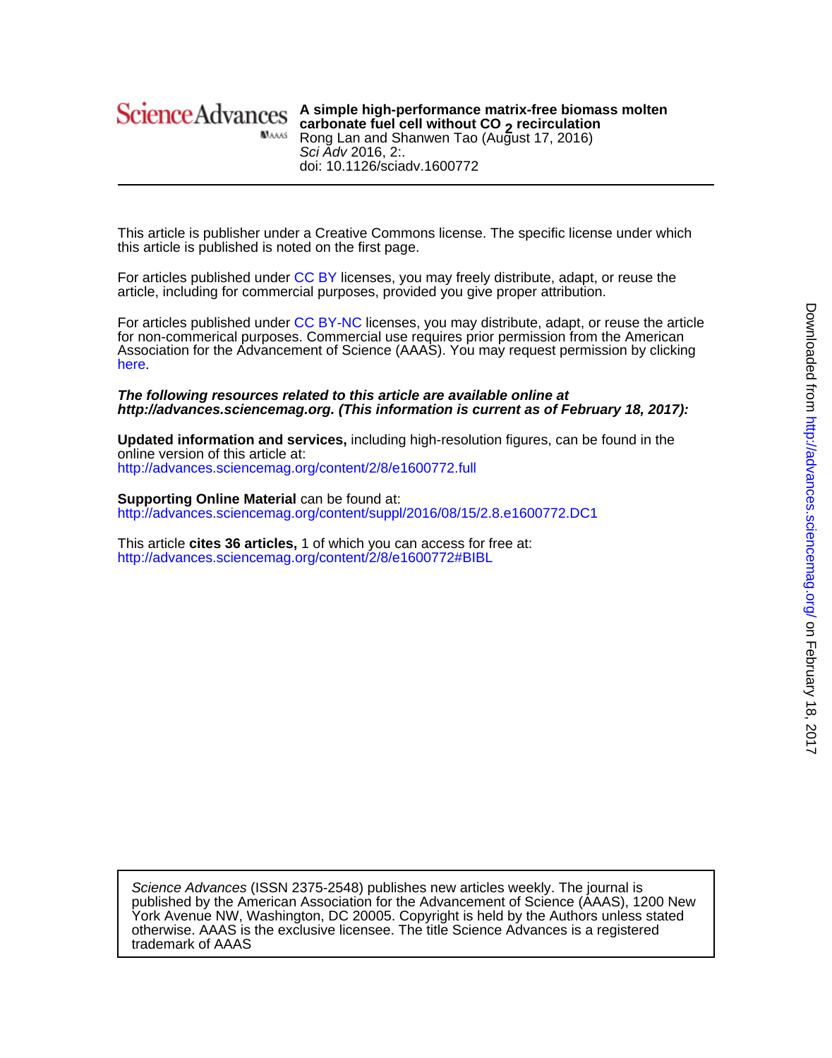**Science**Advances

**A simple high-performance matrix-free biomass molten carbonate fuel cell without $CO_2$ recirculation**
Rong Lan and Shanwen Tao (August 17, 2016)
*Sci Adv* 2016, 2:.
doi: 10.1126/sciadv.1600772

This article is publisher under a Creative Commons license. The specific license under which this article is published is noted on the first page.

For articles published under CC BY licenses, you may freely distribute, adapt, or reuse the article, including for commercial purposes, provided you give proper attribution.

For articles published under CC BY-NC licenses, you may distribute, adapt, or reuse the article for non-commerical purposes. Commercial use requires prior permission from the American Association for the Advancement of Science (AAAS). You may request permission by clicking here.

***The following resources related to this article are available online at http://advances.sciencemag.org. (This information is current as of February 18, 2017):***

**Updated information and services,** including high-resolution figures, can be found in the online version of this article at:
http://advances.sciencemag.org/content/2/8/e1600772.full

**Supporting Online Material** can be found at:
http://advances.sciencemag.org/content/suppl/2016/08/15/2.8.e1600772.DC1

This article **cites 36 articles,** 1 of which you can access for free at:
http://advances.sciencemag.org/content/2/8/e1600772#BIBL

*Science Advances* (ISSN 2375-2548) publishes new articles weekly. The journal is published by the American Association for the Advancement of Science (AAAS), 1200 New York Avenue NW, Washington, DC 20005. Copyright is held by the Authors unless stated otherwise. AAAS is the exclusive licensee. The title Science Advances is a registered trademark of AAAS

Downloaded from http://advances.sciencemag.org/ on February 18, 2017